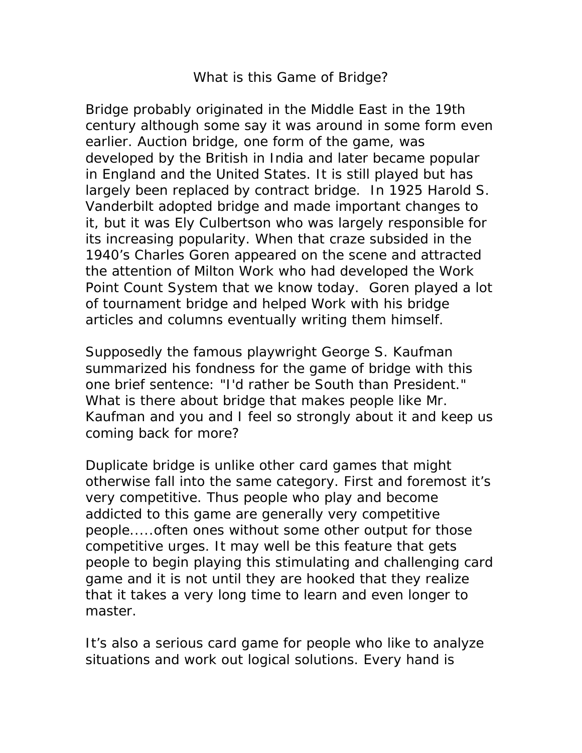# What is this Game of Bridge?

Bridge probably originated in the Middle East in the 19th century although some say it was around in some form even earlier. Auction bridge, one form of the game, was developed by the British in India and later became popular in England and the United States. It is still played but has largely been replaced by contract bridge. In 1925 Harold S. Vanderbilt adopted bridge and made important changes to it, but it was Ely Culbertson who was largely responsible for its increasing popularity. When that craze subsided in the 1940's Charles Goren appeared on the scene and attracted the attention of Milton Work who had developed the Work Point Count System that we know today. Goren played a lot of tournament bridge and helped Work with his bridge articles and columns eventually writing them himself.

Supposedly the famous playwright George S. Kaufman summarized his fondness for the game of bridge with this one brief sentence: "I'd rather be South than President." What is there about bridge that makes people like Mr. Kaufman and you and I feel so strongly about it and keep us coming back for more?

Duplicate bridge is unlike other card games that might otherwise fall into the same category. First and foremost it's very competitive. Thus people who play and become addicted to this game are generally very competitive people.....often ones without some other output for those competitive urges. It may well be this feature that gets people to begin playing this stimulating and challenging card game and it is not until they are hooked that they realize that it takes a very long time to learn and even longer to master.

It's also a serious card game for people who like to analyze situations and work out logical solutions. Every hand is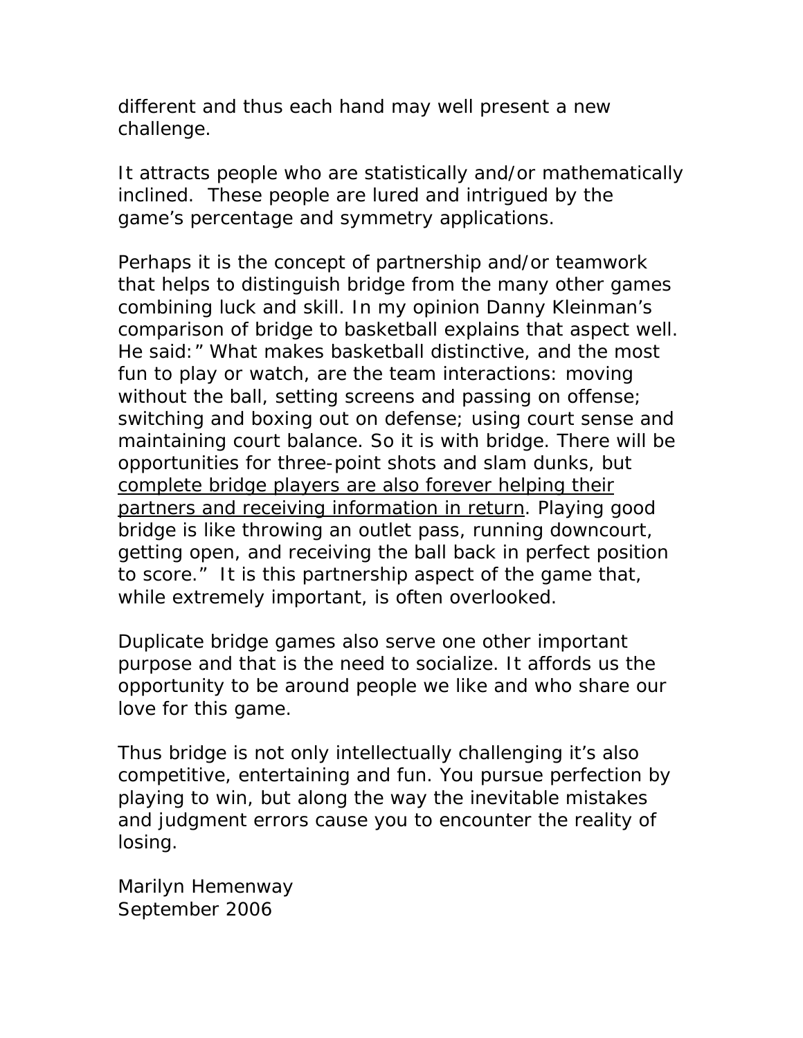different and thus each hand may well present a new challenge.

It attracts people who are statistically and/or mathematically inclined.  These people are lured and intrigued by the game's percentage and symmetry applications.

Perhaps it is the concept of partnership and/or teamwork that helps to distinguish bridge from the many other games combining luck and skill. In my opinion Danny Kleinman's comparison of bridge to basketball explains that aspect well. He said:" What makes basketball distinctive, and the most fun to play or watch, are the team interactions: moving without the ball, setting screens and passing on offense; switching and boxing out on defense; using court sense and maintaining court balance. So it is with bridge. There will be opportunities for three-point shots and slam dunks, but <u>complete bridge players are also forever helping their partners and receiving information in return</u>. Playing good bridge is like throwing an outlet pass, running downcourt, getting open, and receiving the ball back in perfect position to score."  It is this partnership aspect of the game that, while extremely important, is often overlooked.

Duplicate bridge games also serve one other important purpose and that is the need to socialize. It affords us the opportunity to be around people we like and who share our love for this game.

Thus bridge is not only intellectually challenging it's also competitive, entertaining and fun. You pursue perfection by playing to win, but along the way the inevitable mistakes and judgment errors cause you to encounter the reality of losing.

Marilyn Hemenway
September 2006